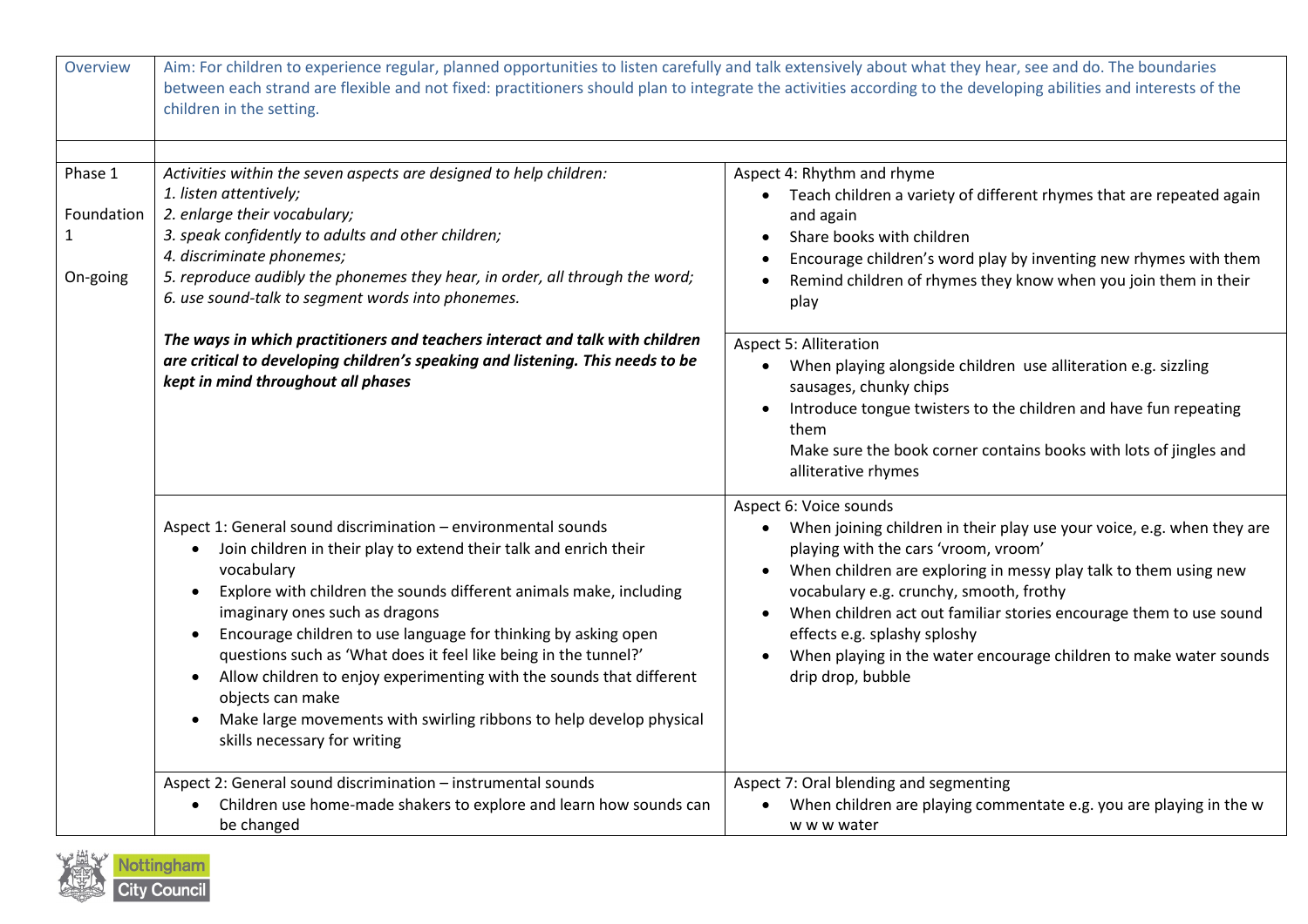| Overview | Aim: For children to experience regular, planned opportunities to listen carefully and talk extensively about what they hear, see and do. The boundaries between each strand are flexible and not fixed: practitioners should plan to integrate the activities according to the developing abilities and interests of the children in the setting. | |
|---|---|---|
| | | |
| Phase 1<br><br>Foundation 1<br><br>On-going | *Activities within the seven aspects are designed to help children:*<br>*1. listen attentively;*<br>*2. enlarge their vocabulary;*<br>*3. speak confidently to adults and other children;*<br>*4. discriminate phonemes;*<br>*5. reproduce audibly the phonemes they hear, in order, all through the word;*<br>*6. use sound-talk to segment words into phonemes.*<br><br>***The ways in which practitioners and teachers interact and talk with children are critical to developing children's speaking and listening. This needs to be kept in mind throughout all phases*** | Aspect 4: Rhythm and rhyme<br>• Teach children a variety of different rhymes that are repeated again and again<br>• Share books with children<br>• Encourage children's word play by inventing new rhymes with them<br>• Remind children of rhymes they know when you join them in their play<br><br>Aspect 5: Alliteration<br>• When playing alongside children use alliteration e.g. sizzling sausages, chunky chips<br>• Introduce tongue twisters to the children and have fun repeating them<br>Make sure the book corner contains books with lots of jingles and alliterative rhymes |
| | Aspect 1: General sound discrimination – environmental sounds<br>• Join children in their play to extend their talk and enrich their vocabulary<br>• Explore with children the sounds different animals make, including imaginary ones such as dragons<br>• Encourage children to use language for thinking by asking open questions such as 'What does it feel like being in the tunnel?'<br>• Allow children to enjoy experimenting with the sounds that different objects can make<br>• Make large movements with swirling ribbons to help develop physical skills necessary for writing | Aspect 6: Voice sounds<br>• When joining children in their play use your voice, e.g. when they are playing with the cars 'vroom, vroom'<br>• When children are exploring in messy play talk to them using new vocabulary e.g. crunchy, smooth, frothy<br>• When children act out familiar stories encourage them to use sound effects e.g. splashy sploshy<br>• When playing in the water encourage children to make water sounds drip drop, bubble |
| | Aspect 2: General sound discrimination – instrumental sounds<br>• Children use home-made shakers to explore and learn how sounds can be changed | Aspect 7: Oral blending and segmenting<br>• When children are playing commentate e.g. you are playing in the w w w w water |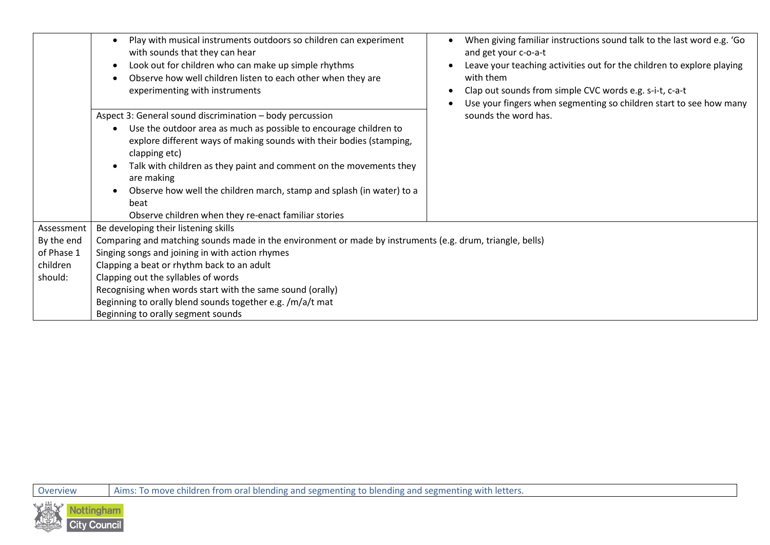| | | |
|---|---|---|
| | • Play with musical instruments outdoors so children can experiment with sounds that they can hear<br>• Look out for children who can make up simple rhythms<br>• Observe how well children listen to each other when they are experimenting with instruments<br><br>Aspect 3: General sound discrimination – body percussion<br>• Use the outdoor area as much as possible to encourage children to explore different ways of making sounds with their bodies (stamping, clapping etc)<br>• Talk with children as they paint and comment on the movements they are making<br>• Observe how well the children march, stamp and splash (in water) to a beat<br>Observe children when they re-enact familiar stories | • When giving familiar instructions sound talk to the last word e.g. 'Go and get your c-o-a-t<br>• Leave your teaching activities out for the children to explore playing with them<br>• Clap out sounds from simple CVC words e.g. s-i-t, c-a-t<br>• Use your fingers when segmenting so children start to see how many sounds the word has. |
| Assessment By the end of Phase 1 children should: | Be developing their listening skills<br>Comparing and matching sounds made in the environment or made by instruments (e.g. drum, triangle, bells)<br>Singing songs and joining in with action rhymes<br>Clapping a beat or rhythm back to an adult<br>Clapping out the syllables of words<br>Recognising when words start with the same sound (orally)<br>Beginning to orally blend sounds together e.g. /m/a/t mat<br>Beginning to orally segment sounds | |

| Overview | Aims: To move children from oral blending and segmenting to blending and segmenting with letters. |
|---|---|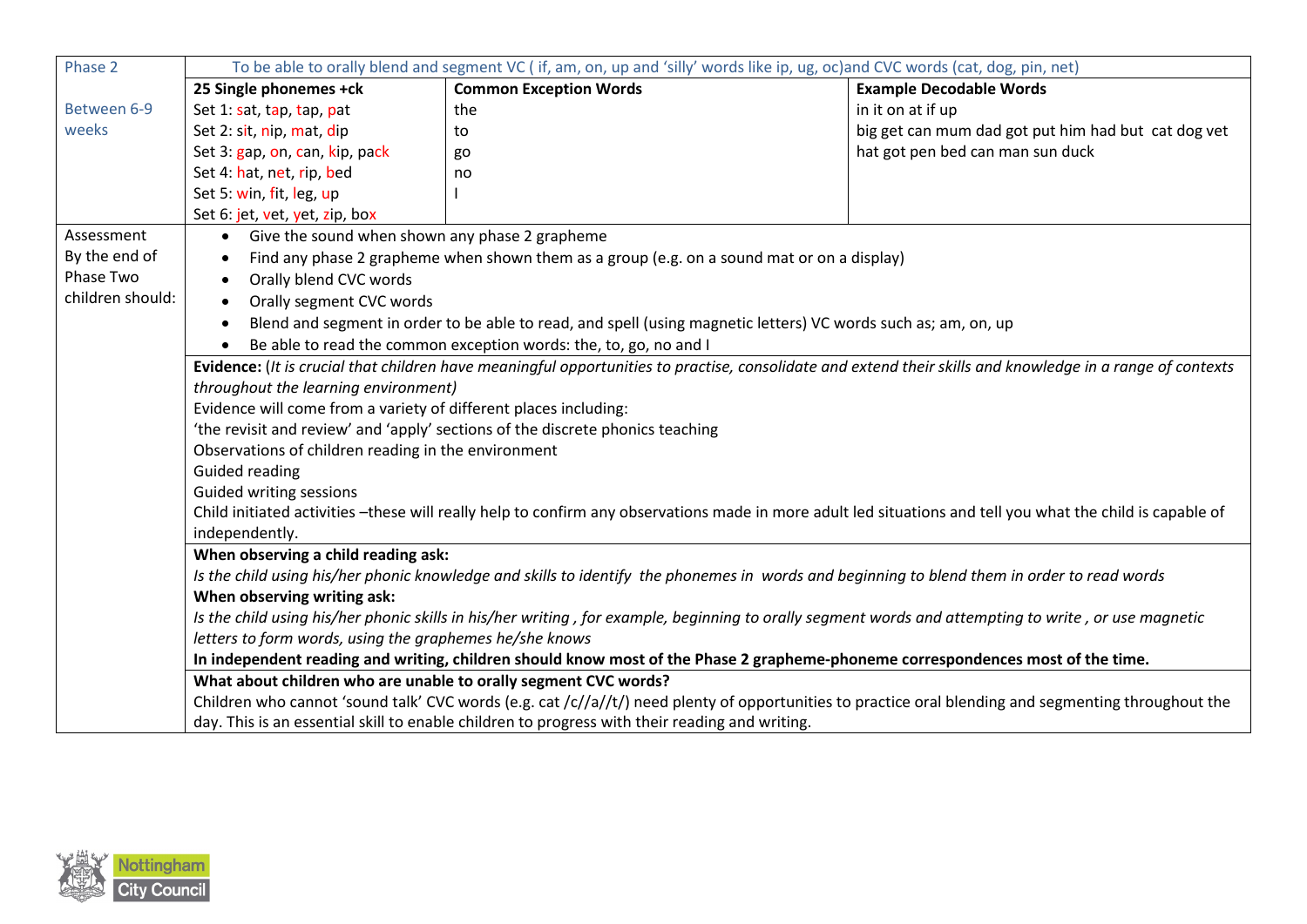| Phase 2<br><br>Between 6-9 weeks | To be able to orally blend and segment VC ( if, am, on, up and 'silly' words like ip, ug, oc)and CVC words (cat, dog, pin, net) | | |
|---|---|---|---|
| | **25 Single phonemes +ck** | **Common Exception Words** | **Example Decodable Words** |
| | Set 1: sat, tap, tap, pat<br>Set 2: sit, nip, mat, dip<br>Set 3: gap, on, can, kip, pack<br>Set 4: hat, net, rip, bed<br>Set 5: win, fit, leg, up<br>Set 6: jet, vet, yet, zip, box | the<br>to<br>go<br>no<br>I | in it on at if up<br>big get can mum dad got put him had but cat dog vet<br>hat got pen bed can man sun duck |
| Assessment By the end of Phase Two children should: | • Give the sound when shown any phase 2 grapheme<br>• Find any phase 2 grapheme when shown them as a group (e.g. on a sound mat or on a display)<br>• Orally blend CVC words<br>• Orally segment CVC words<br>• Blend and segment in order to be able to read, and spell (using magnetic letters) VC words such as; am, on, up<br>• Be able to read the common exception words: the, to, go, no and I | | |
| | **Evidence:** (*It is crucial that children have meaningful opportunities to practise, consolidate and extend their skills and knowledge in a range of contexts throughout the learning environment)*<br>Evidence will come from a variety of different places including:<br>'the revisit and review' and 'apply' sections of the discrete phonics teaching<br>Observations of children reading in the environment<br>Guided reading<br>Guided writing sessions<br>Child initiated activities –these will really help to confirm any observations made in more adult led situations and tell you what the child is capable of independently. | | |
| | **When observing a child reading ask:**<br>*Is the child using his/her phonic knowledge and skills to identify the phonemes in words and beginning to blend them in order to read words*<br>**When observing writing ask:**<br>*Is the child using his/her phonic skills in his/her writing , for example, beginning to orally segment words and attempting to write , or use magnetic letters to form words, using the graphemes he/she knows*<br>**In independent reading and writing, children should know most of the Phase 2 grapheme-phoneme correspondences most of the time.** | | |
| | **What about children who are unable to orally segment CVC words?**<br>Children who cannot 'sound talk' CVC words (e.g. cat /c//a//t/) need plenty of opportunities to practice oral blending and segmenting throughout the day. This is an essential skill to enable children to progress with their reading and writing. | | |

Nottingham City Council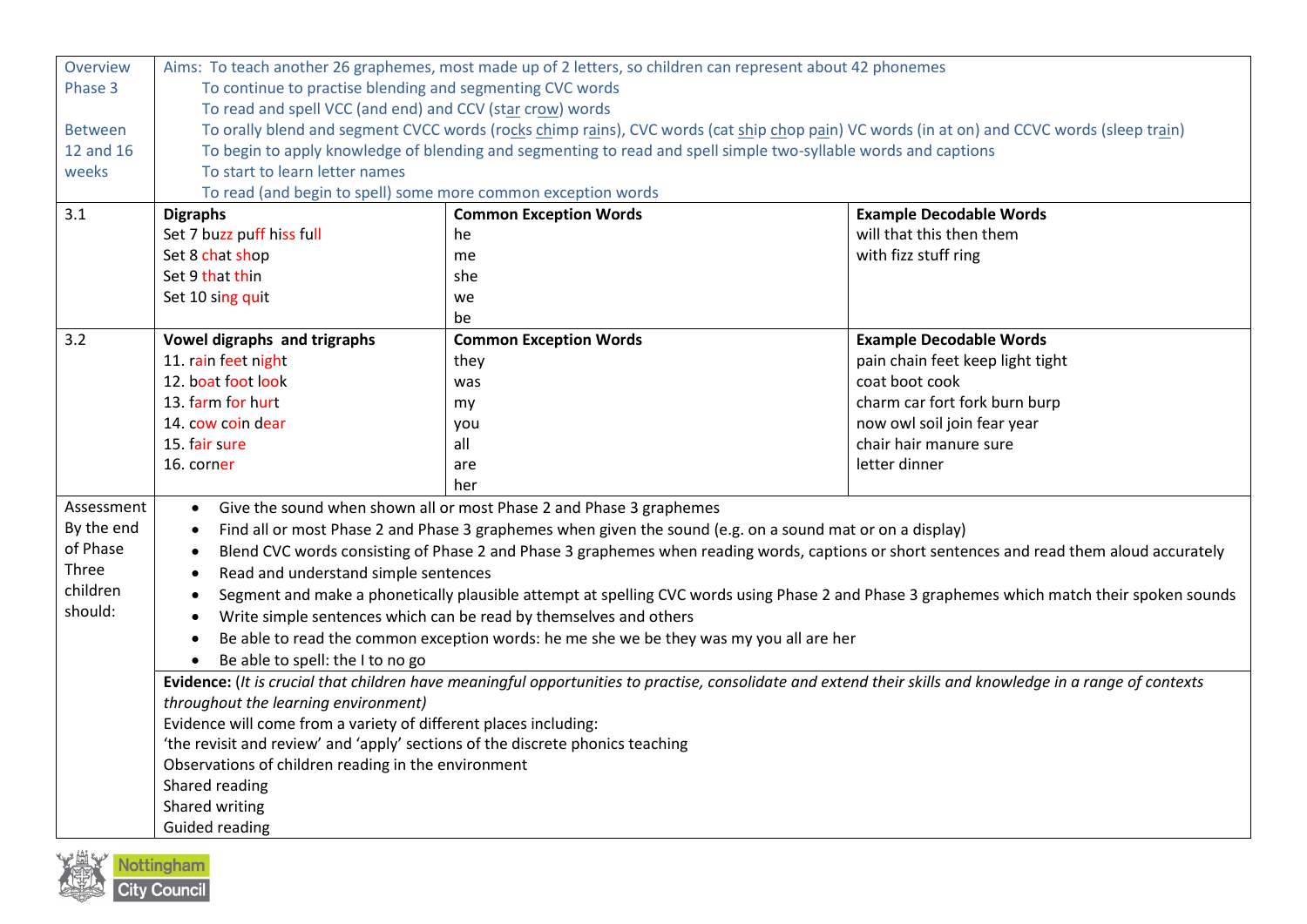| | | | |
|---|---|---|---|
| Overview Phase 3<br><br>Between 12 and 16 weeks | Aims: To teach another 26 graphemes, most made up of 2 letters, so children can represent about 42 phonemes<br>To continue to practise blending and segmenting CVC words<br>To read and spell VCC (and end) and CCV (star crow) words<br>To orally blend and segment CVCC words (rocks chimp rains), CVC words (cat ship chop pain) VC words (in at on) and CCVC words (sleep train)<br>To begin to apply knowledge of blending and segmenting to read and spell simple two-syllable words and captions<br>To start to learn letter names<br>To read (and begin to spell) some more common exception words | | |
| 3.1 | **Digraphs**<br>Set 7 buzz puff hiss full<br>Set 8 chat shop<br>Set 9 that thin<br>Set 10 sing quit | **Common Exception Words**<br>he<br>me<br>she<br>we<br>be | **Example Decodable Words**<br>will that this then them<br>with fizz stuff ring |
| 3.2 | **Vowel digraphs and trigraphs**<br>11. rain feet night<br>12. boat foot look<br>13. farm for hurt<br>14. cow coin dear<br>15. fair sure<br>16. corner | **Common Exception Words**<br>they<br>was<br>my<br>you<br>all<br>are<br>her | **Example Decodable Words**<br>pain chain feet keep light tight<br>coat boot cook<br>charm car fort fork burn burp<br>now owl soil join fear year<br>chair hair manure sure<br>letter dinner |
| Assessment By the end of Phase Three children should: | • Give the sound when shown all or most Phase 2 and Phase 3 graphemes<br>• Find all or most Phase 2 and Phase 3 graphemes when given the sound (e.g. on a sound mat or on a display)<br>• Blend CVC words consisting of Phase 2 and Phase 3 graphemes when reading words, captions or short sentences and read them aloud accurately<br>• Read and understand simple sentences<br>• Segment and make a phonetically plausible attempt at spelling CVC words using Phase 2 and Phase 3 graphemes which match their spoken sounds<br>• Write simple sentences which can be read by themselves and others<br>• Be able to read the common exception words: he me she we be they was my you all are her<br>• Be able to spell: the I to no go | | |
| | **Evidence:** (*It is crucial that children have meaningful opportunities to practise, consolidate and extend their skills and knowledge in a range of contexts throughout the learning environment)*<br>Evidence will come from a variety of different places including:<br>'the revisit and review' and 'apply' sections of the discrete phonics teaching<br>Observations of children reading in the environment<br>Shared reading<br>Shared writing<br>Guided reading | | |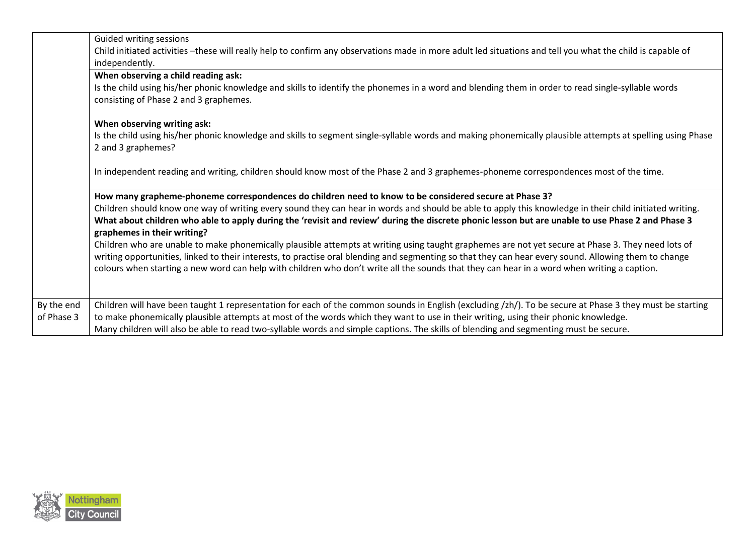| | |
|---|---|
| | Guided writing sessions<br>Child initiated activities –these will really help to confirm any observations made in more adult led situations and tell you what the child is capable of independently. |
| | **When observing a child reading ask:**<br>Is the child using his/her phonic knowledge and skills to identify the phonemes in a word and blending them in order to read single-syllable words consisting of Phase 2 and 3 graphemes.<br><br>**When observing writing ask:**<br>Is the child using his/her phonic knowledge and skills to segment single-syllable words and making phonemically plausible attempts at spelling using Phase 2 and 3 graphemes?<br><br>In independent reading and writing, children should know most of the Phase 2 and 3 graphemes-phoneme correspondences most of the time. |
| | **How many grapheme-phoneme correspondences do children need to know to be considered secure at Phase 3?**<br>Children should know one way of writing every sound they can hear in words and should be able to apply this knowledge in their child initiated writing.<br>**What about children who able to apply during the 'revisit and review' during the discrete phonic lesson but are unable to use Phase 2 and Phase 3 graphemes in their writing?**<br>Children who are unable to make phonemically plausible attempts at writing using taught graphemes are not yet secure at Phase 3. They need lots of writing opportunities, linked to their interests, to practise oral blending and segmenting so that they can hear every sound. Allowing them to change colours when starting a new word can help with children who don't write all the sounds that they can hear in a word when writing a caption. |
| By the end of Phase 3 | Children will have been taught 1 representation for each of the common sounds in English (excluding /zh/). To be secure at Phase 3 they must be starting to make phonemically plausible attempts at most of the words which they want to use in their writing, using their phonic knowledge.<br>Many children will also be able to read two-syllable words and simple captions. The skills of blending and segmenting must be secure. |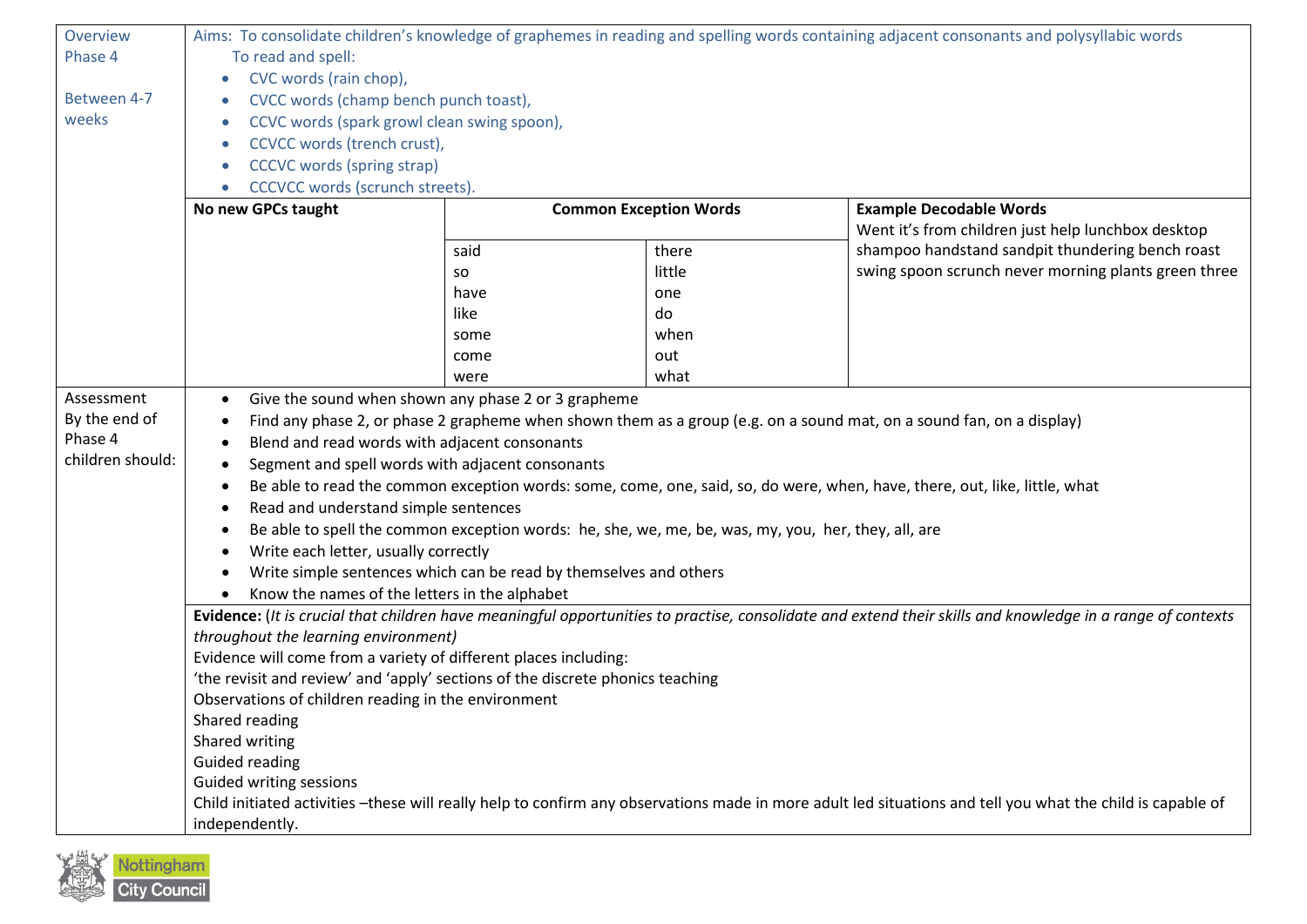| Overview Phase 4<br><br>Between 4-7 weeks | Aims: To consolidate children's knowledge of graphemes in reading and spelling words containing adjacent consonants and polysyllabic words<br>To read and spell:<br>• CVC words (rain chop),<br>• CVCC words (champ bench punch toast),<br>• CCVC words (spark growl clean swing spoon),<br>• CCVCC words (trench crust),<br>• CCCVC words (spring strap)<br>• CCCVCC words (scrunch streets). | | |
|---|---|---|---|
| | **No new GPCs taught** | **Common Exception Words**<br><br>said there<br>so little<br>have one<br>like do<br>some when<br>come out<br>were what | **Example Decodable Words**<br>Went it's from children just help lunchbox desktop shampoo handstand sandpit thundering bench roast swing spoon scrunch never morning plants green three |
| Assessment By the end of Phase 4 children should: | • Give the sound when shown any phase 2 or 3 grapheme<br>• Find any phase 2, or phase 2 grapheme when shown them as a group (e.g. on a sound mat, on a sound fan, on a display)<br>• Blend and read words with adjacent consonants<br>• Segment and spell words with adjacent consonants<br>• Be able to read the common exception words: some, come, one, said, so, do were, when, have, there, out, like, little, what<br>• Read and understand simple sentences<br>• Be able to spell the common exception words: he, she, we, me, be, was, my, you, her, they, all, are<br>• Write each letter, usually correctly<br>• Write simple sentences which can be read by themselves and others<br>• Know the names of the letters in the alphabet | | |
| | **Evidence:** (*It is crucial that children have meaningful opportunities to practise, consolidate and extend their skills and knowledge in a range of contexts throughout the learning environment)*<br>Evidence will come from a variety of different places including:<br>'the revisit and review' and 'apply' sections of the discrete phonics teaching<br>Observations of children reading in the environment<br>Shared reading<br>Shared writing<br>Guided reading<br>Guided writing sessions<br>Child initiated activities –these will really help to confirm any observations made in more adult led situations and tell you what the child is capable of independently. | | |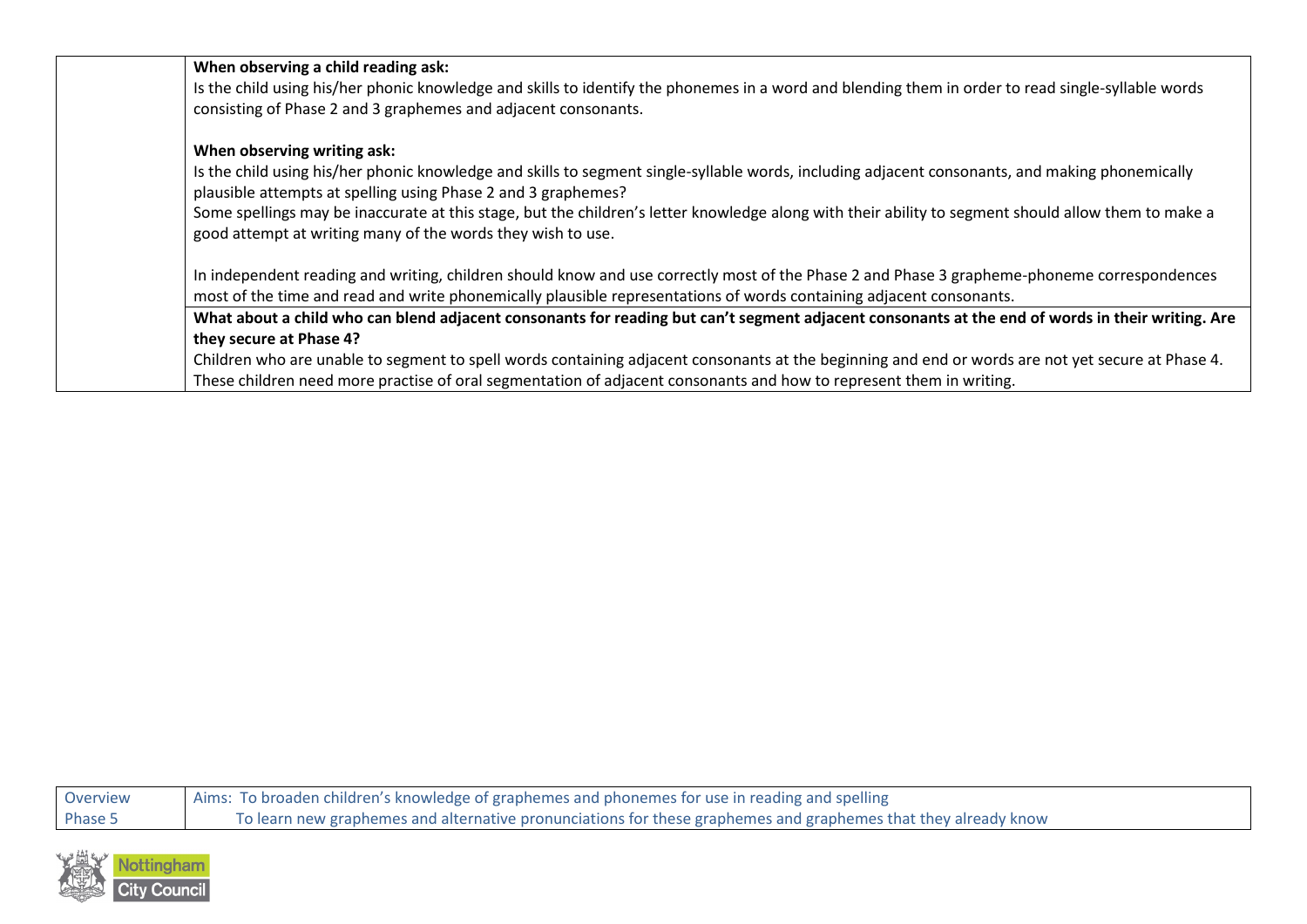| | |
|---|---|
| | **When observing a child reading ask:**<br>Is the child using his/her phonic knowledge and skills to identify the phonemes in a word and blending them in order to read single-syllable words consisting of Phase 2 and 3 graphemes and adjacent consonants.<br><br>**When observing writing ask:**<br>Is the child using his/her phonic knowledge and skills to segment single-syllable words, including adjacent consonants, and making phonemically plausible attempts at spelling using Phase 2 and 3 graphemes?<br>Some spellings may be inaccurate at this stage, but the children's letter knowledge along with their ability to segment should allow them to make a good attempt at writing many of the words they wish to use.<br><br>In independent reading and writing, children should know and use correctly most of the Phase 2 and Phase 3 grapheme-phoneme correspondences most of the time and read and write phonemically plausible representations of words containing adjacent consonants. |
| | **What about a child who can blend adjacent consonants for reading but can't segment adjacent consonants at the end of words in their writing. Are they secure at Phase 4?**<br>Children who are unable to segment to spell words containing adjacent consonants at the beginning and end or words are not yet secure at Phase 4. These children need more practise of oral segmentation of adjacent consonants and how to represent them in writing. |

| | |
|---|---|
| Overview<br>Phase 5 | Aims: To broaden children's knowledge of graphemes and phonemes for use in reading and spelling<br>To learn new graphemes and alternative pronunciations for these graphemes and graphemes that they already know |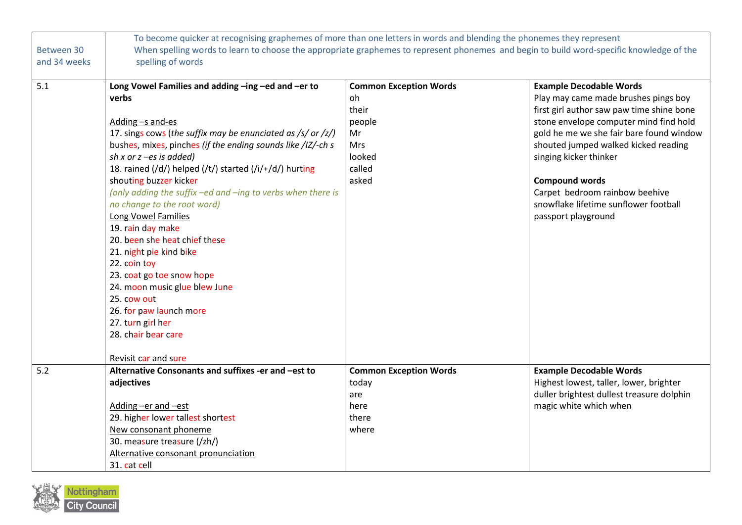| Between 30 and 34 weeks | To become quicker at recognising graphemes of more than one letters in words and blending the phonemes they represent<br>When spelling words to learn to choose the appropriate graphemes to represent phonemes and begin to build word-specific knowledge of the spelling of words | | |
|---|---|---|---|
| 5.1 | **Long Vowel Families and adding –ing –ed and –er to verbs**<br><br><u>Adding –s and-es</u><br>17. sings cows (*the suffix may be enunciated as /s/ or /z/)*<br>bushes, mixes, pinches *(if the ending sounds like /IZ/-ch s sh x or z –es is added)*<br>18. rained (/d/) helped (/t/) started (/i/+/d/) hurting shouting buzzer kicker<br>*(only adding the suffix –ed and –ing to verbs when there is no change to the root word)*<br><u>Long Vowel Families</u><br>19. rain day make<br>20. been she heat chief these<br>21. night pie kind bike<br>22. coin toy<br>23. coat go toe snow hope<br>24. moon music glue blew June<br>25. cow out<br>26. for paw launch more<br>27. turn girl her<br>28. chair bear care<br><br>Revisit car and sure | **Common Exception Words**<br>oh<br>their<br>people<br>Mr<br>Mrs<br>looked<br>called<br>asked | **Example Decodable Words**<br>Play may came made brushes pings boy first girl author saw paw time shine bone stone envelope computer mind find hold gold he me we she fair bare found window shouted jumped walked kicked reading singing kicker thinker<br><br>**Compound words**<br>Carpet bedroom rainbow beehive snowflake lifetime sunflower football passport playground |
| 5.2 | **Alternative Consonants and suffixes -er and –est to adjectives**<br><br><u>Adding –er and –est</u><br>29. higher lower tallest shortest<br><u>New consonant phoneme</u><br>30. measure treasure (/zh/)<br><u>Alternative consonant pronunciation</u><br>31. cat cell | **Common Exception Words**<br>today<br>are<br>here<br>there<br>where | **Example Decodable Words**<br>Highest lowest, taller, lower, brighter duller brightest dullest treasure dolphin magic white which when |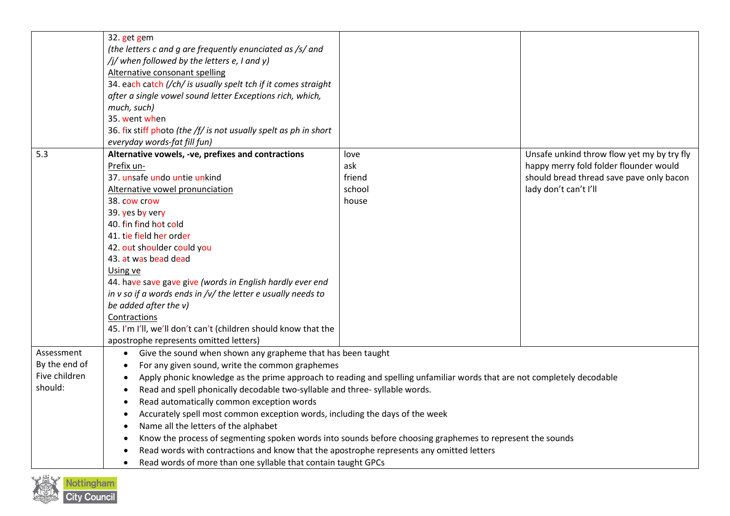| | | | |
|---|---|---|---|
| | 32. get gem<br>*(the letters c and g are frequently enunciated as /s/ and /j/ when followed by the letters e, I and y)*<br>Alternative consonant spelling<br>34. each catch *(/ch/ is usually spelt tch if it comes straight after a single vowel sound letter Exceptions rich, which, much, such)*<br>35. went when<br>36. fix stiff photo *(the /f/ is not usually spelt as ph in short everyday words-fat fill fun)* | | |
| 5.3 | **Alternative vowels, -ve, prefixes and contractions**<br>Prefix un-<br>37. unsafe undo untie unkind<br>Alternative vowel pronunciation<br>38. cow crow<br>39. yes by very<br>40. fin find hot cold<br>41. tie field her order<br>42. out shoulder could you<br>43. at was bead dead<br>Using ve<br>44. have save gave give *(words in English hardly ever end in v so if a words ends in /v/ the letter e usually needs to be added after the v)*<br>Contractions<br>45. I'm I'll, we'll don't can't (children should know that the apostrophe represents omitted letters) | love<br>ask<br>friend<br>school<br>house | Unsafe unkind throw flow yet my by try fly happy merry fold folder flounder would should bread thread save pave only bacon lady don't can't I'll |
| Assessment By the end of Five children should: | • Give the sound when shown any grapheme that has been taught<br>• For any given sound, write the common graphemes<br>• Apply phonic knowledge as the prime approach to reading and spelling unfamiliar words that are not completely decodable<br>• Read and spell phonically decodable two-syllable and three- syllable words.<br>• Read automatically common exception words<br>• Accurately spell most common exception words, including the days of the week<br>• Name all the letters of the alphabet<br>• Know the process of segmenting spoken words into sounds before choosing graphemes to represent the sounds<br>• Read words with contractions and know that the apostrophe represents any omitted letters<br>• Read words of more than one syllable that contain taught GPCs | | |

Nottingham City Council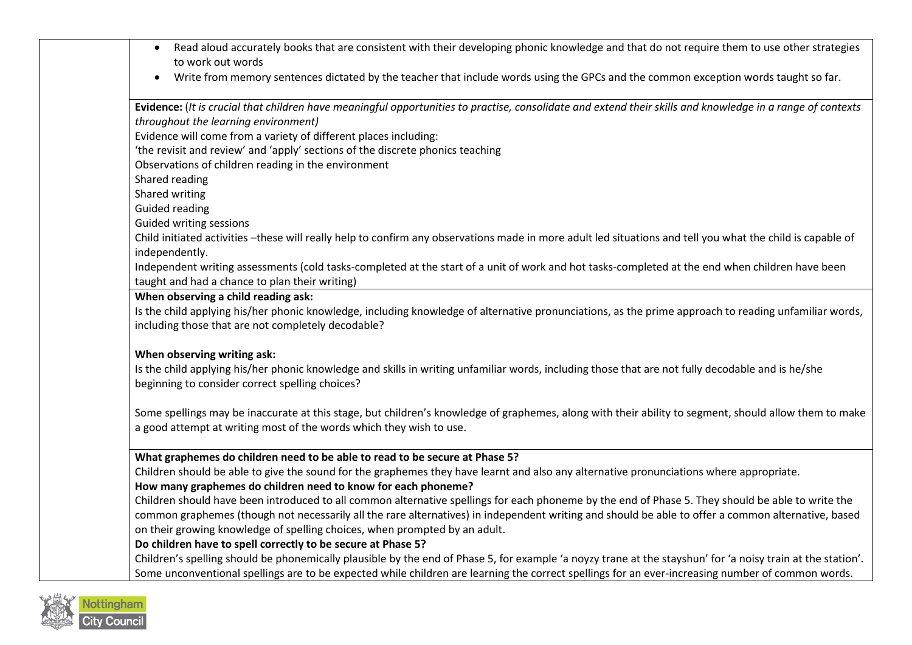- Read aloud accurately books that are consistent with their developing phonic knowledge and that do not require them to use other strategies to work out words
- Write from memory sentences dictated by the teacher that include words using the GPCs and the common exception words taught so far.

**Evidence:** (*It is crucial that children have meaningful opportunities to practise, consolidate and extend their skills and knowledge in a range of contexts throughout the learning environment)*

Evidence will come from a variety of different places including:

'the revisit and review' and 'apply' sections of the discrete phonics teaching

Observations of children reading in the environment

Shared reading

Shared writing

Guided reading

Guided writing sessions

Child initiated activities –these will really help to confirm any observations made in more adult led situations and tell you what the child is capable of independently.

Independent writing assessments (cold tasks-completed at the start of a unit of work and hot tasks-completed at the end when children have been taught and had a chance to plan their writing)

**When observing a child reading ask:**

Is the child applying his/her phonic knowledge, including knowledge of alternative pronunciations, as the prime approach to reading unfamiliar words, including those that are not completely decodable?

**When observing writing ask:**

Is the child applying his/her phonic knowledge and skills in writing unfamiliar words, including those that are not fully decodable and is he/she beginning to consider correct spelling choices?

Some spellings may be inaccurate at this stage, but children's knowledge of graphemes, along with their ability to segment, should allow them to make a good attempt at writing most of the words which they wish to use.

**What graphemes do children need to be able to read to be secure at Phase 5?**

Children should be able to give the sound for the graphemes they have learnt and also any alternative pronunciations where appropriate.

**How many graphemes do children need to know for each phoneme?**

Children should have been introduced to all common alternative spellings for each phoneme by the end of Phase 5. They should be able to write the common graphemes (though not necessarily all the rare alternatives) in independent writing and should be able to offer a common alternative, based on their growing knowledge of spelling choices, when prompted by an adult.

**Do children have to spell correctly to be secure at Phase 5?**

Children's spelling should be phonemically plausible by the end of Phase 5, for example 'a noyzy trane at the stayshun' for 'a noisy train at the station'. Some unconventional spellings are to be expected while children are learning the correct spellings for an ever-increasing number of common words.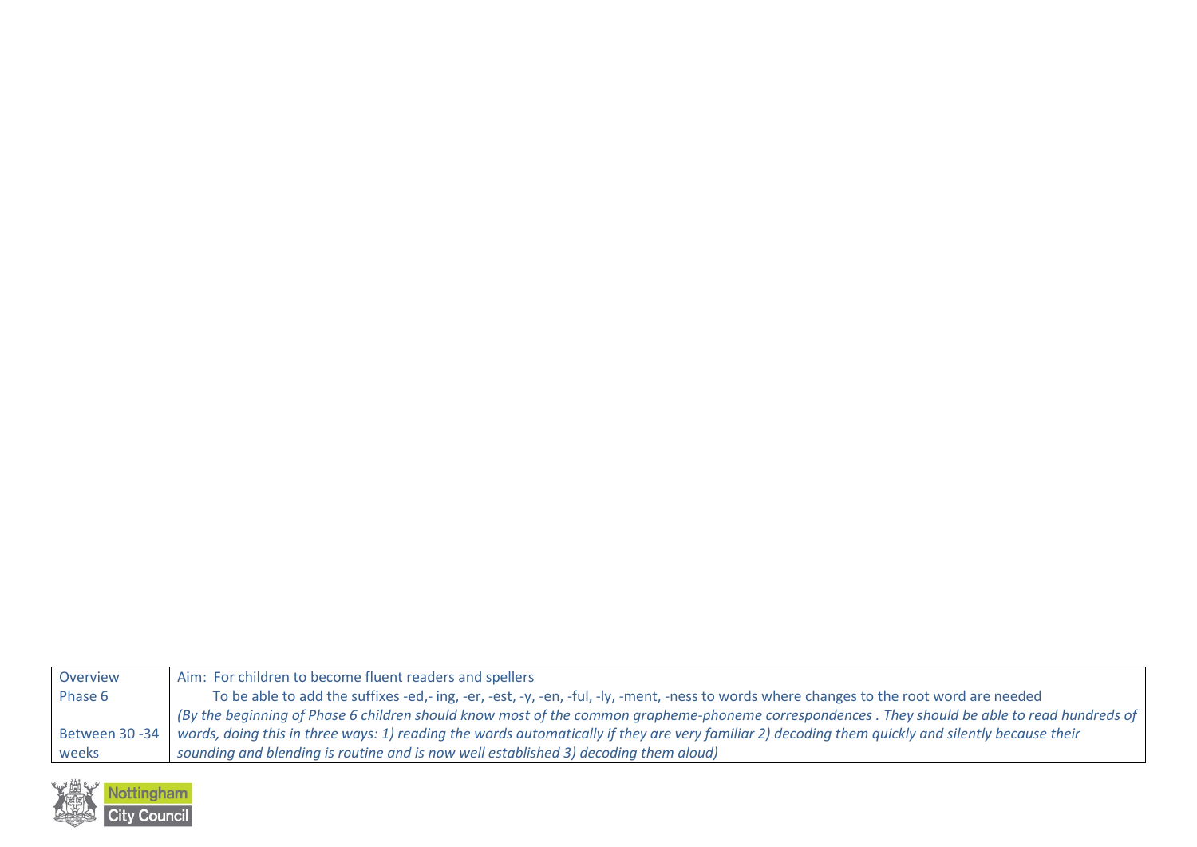| Overview | Aim: For children to become fluent readers and spellers |
| --- | --- |
| Phase 6 | To be able to add the suffixes -ed,- ing, -er, -est, -y, -en, -ful, -ly, -ment, -ness to words where changes to the root word are needed |
| Between 30 -34 weeks | *(By the beginning of Phase 6 children should know most of the common grapheme-phoneme correspondences . They should be able to read hundreds of words, doing this in three ways: 1) reading the words automatically if they are very familiar 2) decoding them quickly and silently because their sounding and blending is routine and is now well established 3) decoding them aloud)* |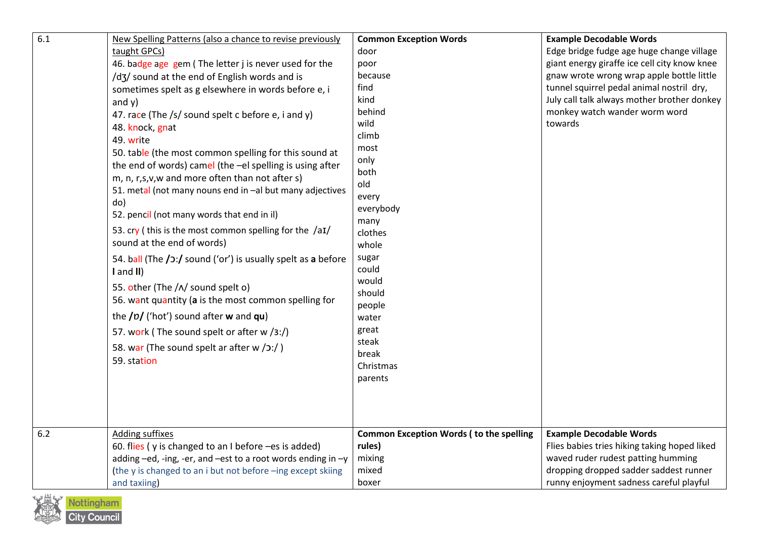| | | | |
|---|---|---|---|
| 6.1 | New Spelling Patterns (also a chance to revise previously taught GPCs)<br>46. badge age gem ( The letter j is never used for the /dʒ/ sound at the end of English words and is sometimes spelt as g elsewhere in words before e, i and y)<br>47. race (The /s/ sound spelt c before e, i and y)<br>48. knock, gnat<br>49. write<br>50. table (the most common spelling for this sound at the end of words) camel (the –el spelling is using after m, n, r,s,v,w and more often than not after s)<br>51. metal (not many nouns end in –al but many adjectives do)<br>52. pencil (not many words that end in il)<br>53. cry ( this is the most common spelling for the /aɪ/ sound at the end of words)<br>54. ball (The **/ɔ:/** sound ('or') is usually spelt as **a** before **l** and **ll**)<br>55. other (The /ʌ/ sound spelt o)<br>56. want quantity (**a** is the most common spelling for the **/ɒ/** ('hot') sound after **w** and **qu**)<br>57. work ( The sound spelt or after w /ɜ:/)<br>58. war (The sound spelt ar after w /ɔ:/ )<br>59. station | **Common Exception Words**<br>door<br>poor<br>because<br>find<br>kind<br>behind<br>wild<br>climb<br>most<br>only<br>both<br>old<br>every<br>everybody<br>many<br>clothes<br>whole<br>sugar<br>could<br>would<br>should<br>people<br>water<br>great<br>steak<br>break<br>Christmas<br>parents | **Example Decodable Words**<br>Edge bridge fudge age huge change village giant energy giraffe ice cell city know knee gnaw wrote wrong wrap apple bottle little tunnel squirrel pedal animal nostril dry, July call talk always mother brother donkey monkey watch wander worm word towards |
| 6.2 | Adding suffixes<br>60. flies ( y is changed to an I before –es is added) adding –ed, -ing, -er, and –est to a root words ending in –y (the y is changed to an i but not before –ing except skiing and taxiing) | **Common Exception Words ( to the spelling rules)**<br>mixing<br>mixed<br>boxer | **Example Decodable Words**<br>Flies babies tries hiking taking hoped liked waved ruder rudest patting humming dropping dropped sadder saddest runner runny enjoyment sadness careful playful |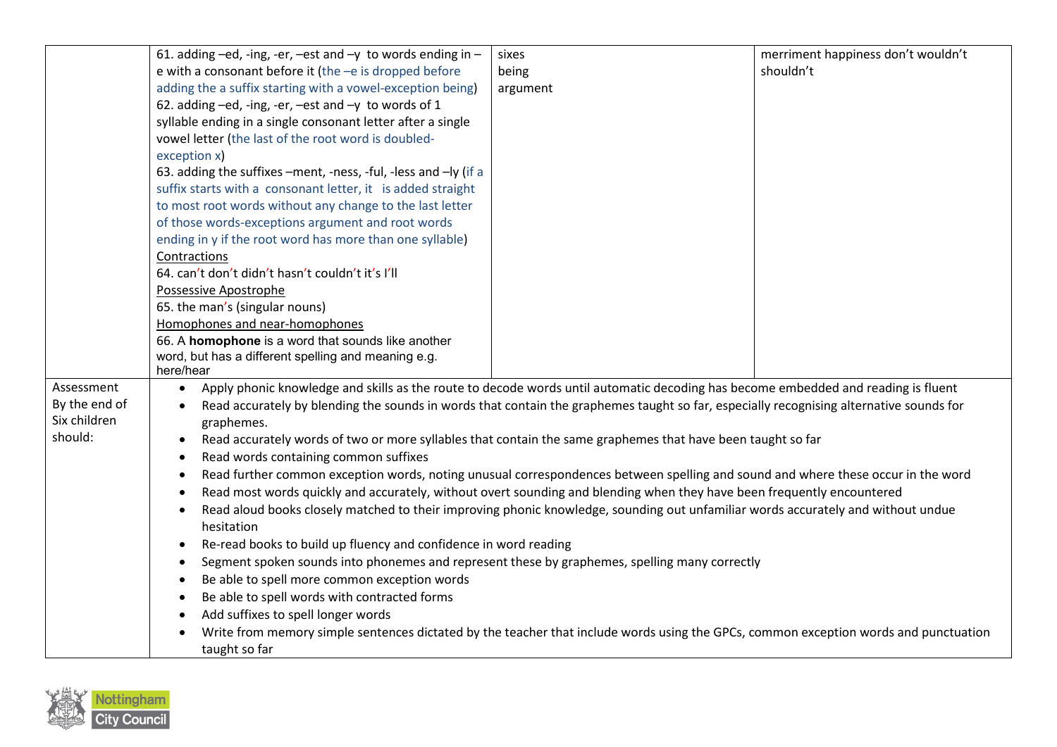|  | 61. adding –ed, -ing, -er, –est and –y to words ending in –e with a consonant before it (the –e is dropped before adding the a suffix starting with a vowel-exception being)<br>62. adding –ed, -ing, -er, –est and –y to words of 1 syllable ending in a single consonant letter after a single vowel letter (the last of the root word is doubled-exception x)<br>63. adding the suffixes –ment, -ness, -ful, -less and –ly (if a suffix starts with a consonant letter, it is added straight to most root words without any change to the last letter of those words-exceptions argument and root words ending in y if the root word has more than one syllable)<br><u>Contractions</u><br>64. can't don't didn't hasn't couldn't it's I'll<br><u>Possessive Apostrophe</u><br>65. the man's (singular nouns)<br><u>Homophones and near-homophones</u><br>66. A **homophone** is a word that sounds like another word, but has a different spelling and meaning e.g. here/hear | sixes<br>being<br>argument | merriment happiness don't wouldn't shouldn't |
|---|---|---|---|
| Assessment By the end of Six children should: | • Apply phonic knowledge and skills as the route to decode words until automatic decoding has become embedded and reading is fluent<br>• Read accurately by blending the sounds in words that contain the graphemes taught so far, especially recognising alternative sounds for graphemes.<br>• Read accurately words of two or more syllables that contain the same graphemes that have been taught so far<br>• Read words containing common suffixes<br>• Read further common exception words, noting unusual correspondences between spelling and sound and where these occur in the word<br>• Read most words quickly and accurately, without overt sounding and blending when they have been frequently encountered<br>• Read aloud books closely matched to their improving phonic knowledge, sounding out unfamiliar words accurately and without undue hesitation<br>• Re-read books to build up fluency and confidence in word reading<br>• Segment spoken sounds into phonemes and represent these by graphemes, spelling many correctly<br>• Be able to spell more common exception words<br>• Be able to spell words with contracted forms<br>• Add suffixes to spell longer words<br>• Write from memory simple sentences dictated by the teacher that include words using the GPCs, common exception words and punctuation taught so far | | |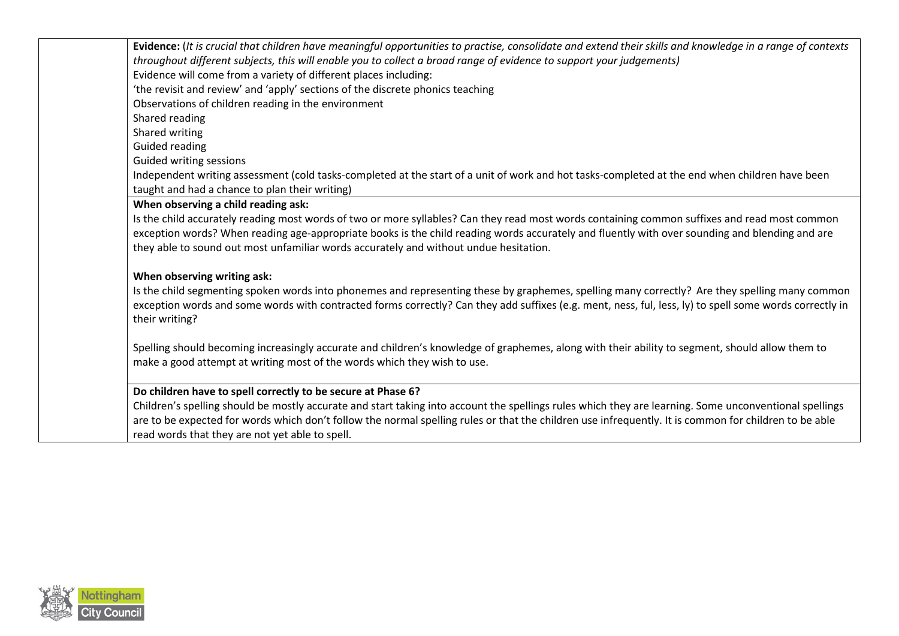| | |
|---|---|
| | **Evidence:** (*It is crucial that children have meaningful opportunities to practise, consolidate and extend their skills and knowledge in a range of contexts throughout different subjects, this will enable you to collect a broad range of evidence to support your judgements)*<br>Evidence will come from a variety of different places including:<br>'the revisit and review' and 'apply' sections of the discrete phonics teaching<br>Observations of children reading in the environment<br>Shared reading<br>Shared writing<br>Guided reading<br>Guided writing sessions<br>Independent writing assessment (cold tasks-completed at the start of a unit of work and hot tasks-completed at the end when children have been taught and had a chance to plan their writing) |
| | **When observing a child reading ask:**<br>Is the child accurately reading most words of two or more syllables? Can they read most words containing common suffixes and read most common exception words? When reading age-appropriate books is the child reading words accurately and fluently with over sounding and blending and are they able to sound out most unfamiliar words accurately and without undue hesitation.<br><br>**When observing writing ask:**<br>Is the child segmenting spoken words into phonemes and representing these by graphemes, spelling many correctly? Are they spelling many common exception words and some words with contracted forms correctly? Can they add suffixes (e.g. ment, ness, ful, less, ly) to spell some words correctly in their writing?<br><br>Spelling should becoming increasingly accurate and children's knowledge of graphemes, along with their ability to segment, should allow them to make a good attempt at writing most of the words which they wish to use. |
| | **Do children have to spell correctly to be secure at Phase 6?**<br>Children's spelling should be mostly accurate and start taking into account the spellings rules which they are learning. Some unconventional spellings are to be expected for words which don't follow the normal spelling rules or that the children use infrequently. It is common for children to be able read words that they are not yet able to spell. |

Nottingham City Council